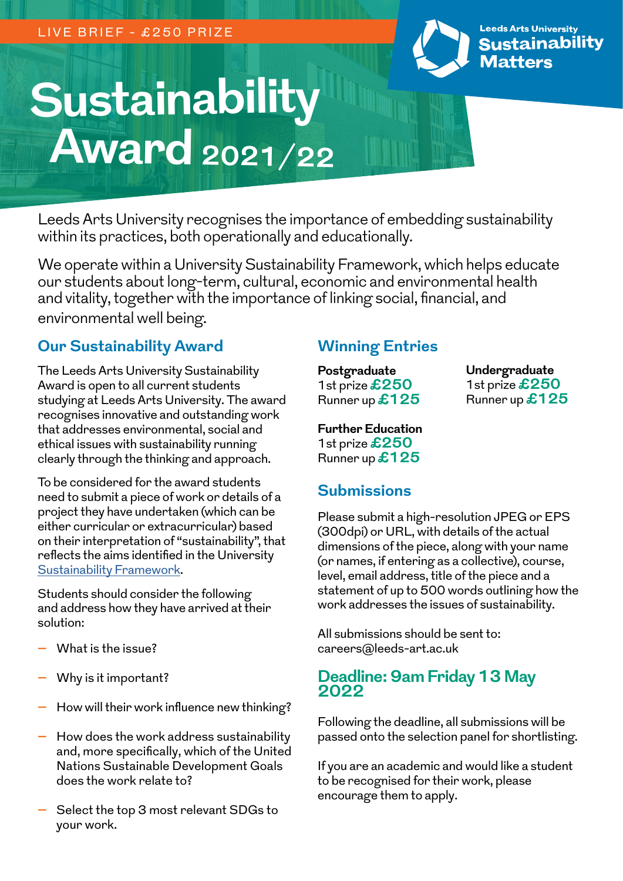LIVE BRIEF - £250 PRIZE

Leeds Arts University
**Sustainability Matters**

# Sustainability Award 2021/22

Leeds Arts University recognises the importance of embedding sustainability within its practices, both operationally and educationally.

We operate within a University Sustainability Framework, which helps educate our students about long-term, cultural, economic and environmental health and vitality, together with the importance of linking social, financial, and environmental well being.

## Our Sustainability Award

The Leeds Arts University Sustainability Award is open to all current students studying at Leeds Arts University. The award recognises innovative and outstanding work that addresses environmental, social and ethical issues with sustainability running clearly through the thinking and approach.

To be considered for the award students need to submit a piece of work or details of a project they have undertaken (which can be either curricular or extracurricular) based on their interpretation of "sustainability", that reflects the aims identified in the University Sustainability Framework.

Students should consider the following and address how they have arrived at their solution:

- What is the issue?
- Why is it important?
- How will their work influence new thinking?
- How does the work address sustainability and, more specifically, which of the United Nations Sustainable Development Goals does the work relate to?
- Select the top 3 most relevant SDGs to your work.

## Winning Entries

**Postgraduate**
1st prize **£250**
Runner up **£125**

**Undergraduate**
1st prize **£250**
Runner up **£125**

**Further Education**
1st prize **£250**
Runner up **£125**

## Submissions

Please submit a high-resolution JPEG or EPS (300dpi) or URL, with details of the actual dimensions of the piece, along with your name (or names, if entering as a collective), course, level, email address, title of the piece and a statement of up to 500 words outlining how the work addresses the issues of sustainability.

All submissions should be sent to:
careers@leeds-art.ac.uk

## Deadline: 9am Friday 13 May 2022

Following the deadline, all submissions will be passed onto the selection panel for shortlisting.

If you are an academic and would like a student to be recognised for their work, please encourage them to apply.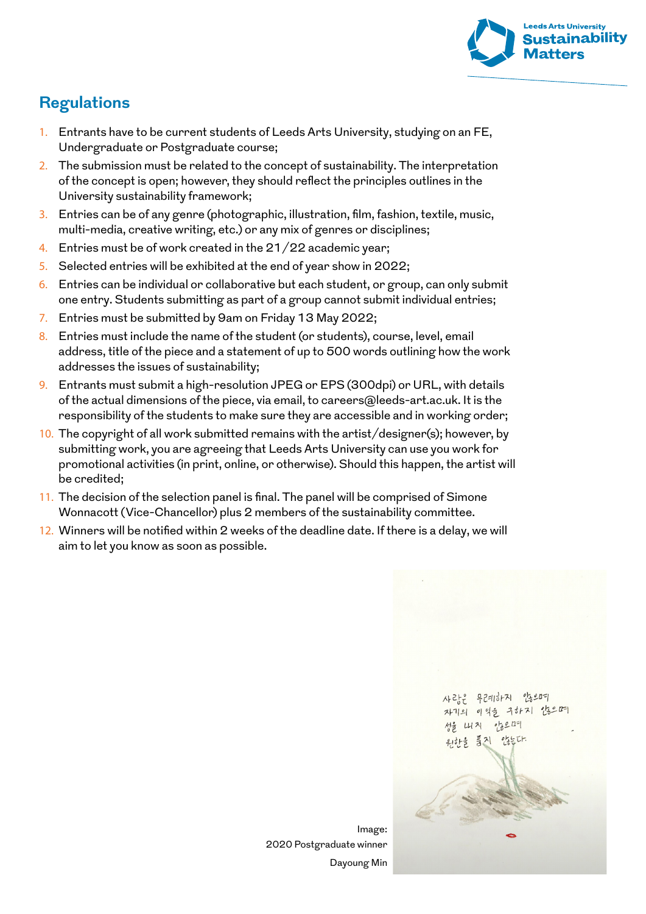## Regulations

1. Entrants have to be current students of Leeds Arts University, studying on an FE, Undergraduate or Postgraduate course;
2. The submission must be related to the concept of sustainability. The interpretation of the concept is open; however, they should reflect the principles outlines in the University sustainability framework;
3. Entries can be of any genre (photographic, illustration, film, fashion, textile, music, multi-media, creative writing, etc.) or any mix of genres or disciplines;
4. Entries must be of work created in the 21/22 academic year;
5. Selected entries will be exhibited at the end of year show in 2022;
6. Entries can be individual or collaborative but each student, or group, can only submit one entry. Students submitting as part of a group cannot submit individual entries;
7. Entries must be submitted by 9am on Friday 13 May 2022;
8. Entries must include the name of the student (or students), course, level, email address, title of the piece and a statement of up to 500 words outlining how the work addresses the issues of sustainability;
9. Entrants must submit a high-resolution JPEG or EPS (300dpi) or URL, with details of the actual dimensions of the piece, via email, to careers@leeds-art.ac.uk. It is the responsibility of the students to make sure they are accessible and in working order;
10. The copyright of all work submitted remains with the artist/designer(s); however, by submitting work, you are agreeing that Leeds Arts University can use you work for promotional activities (in print, online, or otherwise). Should this happen, the artist will be credited;
11. The decision of the selection panel is final. The panel will be comprised of Simone Wonnacott (Vice-Chancellor) plus 2 members of the sustainability committee.
12. Winners will be notified within 2 weeks of the deadline date. If there is a delay, we will aim to let you know as soon as possible.

Image:
2020 Postgraduate winner
Dayoung Min